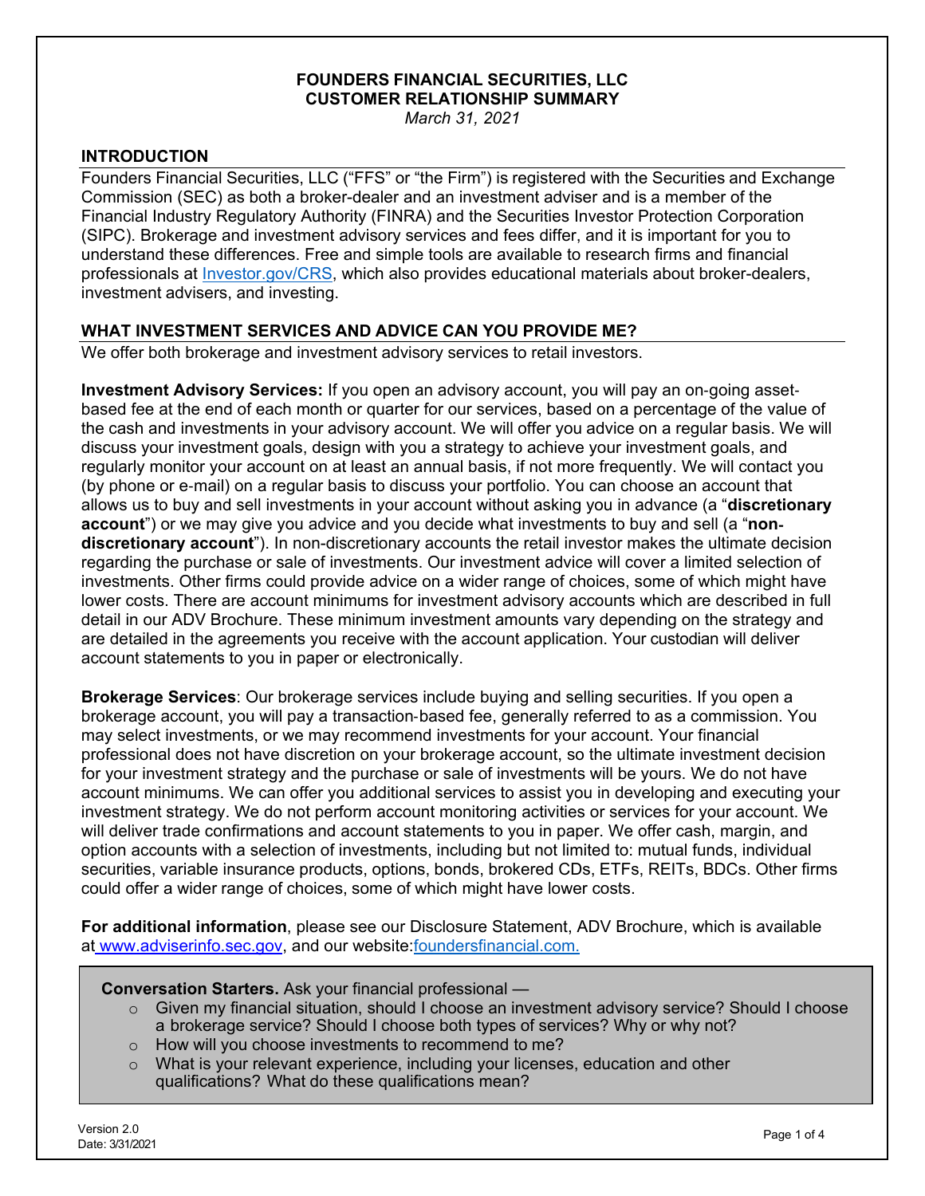# FOUNDERS FINANCIAL SECURITIES, LLC
# CUSTOMER RELATIONSHIP SUMMARY

*March 31, 2021*

## INTRODUCTION

Founders Financial Securities, LLC ("FFS" or "the Firm") is registered with the Securities and Exchange Commission (SEC) as both a broker-dealer and an investment adviser and is a member of the Financial Industry Regulatory Authority (FINRA) and the Securities Investor Protection Corporation (SIPC). Brokerage and investment advisory services and fees differ, and it is important for you to understand these differences. Free and simple tools are available to research firms and financial professionals at Investor.gov/CRS, which also provides educational materials about broker-dealers, investment advisers, and investing.

## WHAT INVESTMENT SERVICES AND ADVICE CAN YOU PROVIDE ME?

We offer both brokerage and investment advisory services to retail investors.

**Investment Advisory Services:** If you open an advisory account, you will pay an on-going asset-based fee at the end of each month or quarter for your services, based on a percentage of the value of the cash and investments in your advisory account. We will offer you advice on a regular basis. We will discuss your investment goals, design with you a strategy to achieve your investment goals, and regularly monitor your account on at least an annual basis, if not more frequently. We will contact you (by phone or e-mail) on a regular basis to discuss your portfolio. You can choose an account that allows us to buy and sell investments in your account without asking you in advance (a "**discretionary account**") or we may give you advice and you decide what investments to buy and sell (a "**non-discretionary account**"). In non-discretionary accounts the retail investor makes the ultimate decision regarding the purchase or sale of investments. Our investment advice will cover a limited selection of investments. Other firms could provide advice on a wider range of choices, some of which might have lower costs. There are account minimums for investment advisory accounts which are described in full detail in our ADV Brochure. These minimum investment amounts vary depending on the strategy and are detailed in the agreements you receive with the account application. Your custodian will deliver account statements to you in paper or electronically.

**Brokerage Services**: Our brokerage services include buying and selling securities. If you open a brokerage account, you will pay a transaction-based fee, generally referred to as a commission. You may select investments, or we may recommend investments for your account. Your financial professional does not have discretion on your brokerage account, so the ultimate investment decision for your investment strategy and the purchase or sale of investments will be yours. We do not have account minimums. We can offer you additional services to assist you in developing and executing your investment strategy. We do not perform account monitoring activities or services for your account. We will deliver trade confirmations and account statements to you in paper. We offer cash, margin, and option accounts with a selection of investments, including but not limited to: mutual funds, individual securities, variable insurance products, options, bonds, brokered CDs, ETFs, REITs, BDCs. Other firms could offer a wider range of choices, some of which might have lower costs.

**For additional information**, please see our Disclosure Statement, ADV Brochure, which is available at www.adviserinfo.sec.gov, and our website:foundersfinancial.com.

**Conversation Starters.** Ask your financial professional —

- Given my financial situation, should I choose an investment advisory service? Should I choose a brokerage service? Should I choose both types of services? Why or why not?
- How will you choose investments to recommend to me?
- What is your relevant experience, including your licenses, education and other qualifications? What do these qualifications mean?

Version 2.0
Date: 3/31/2021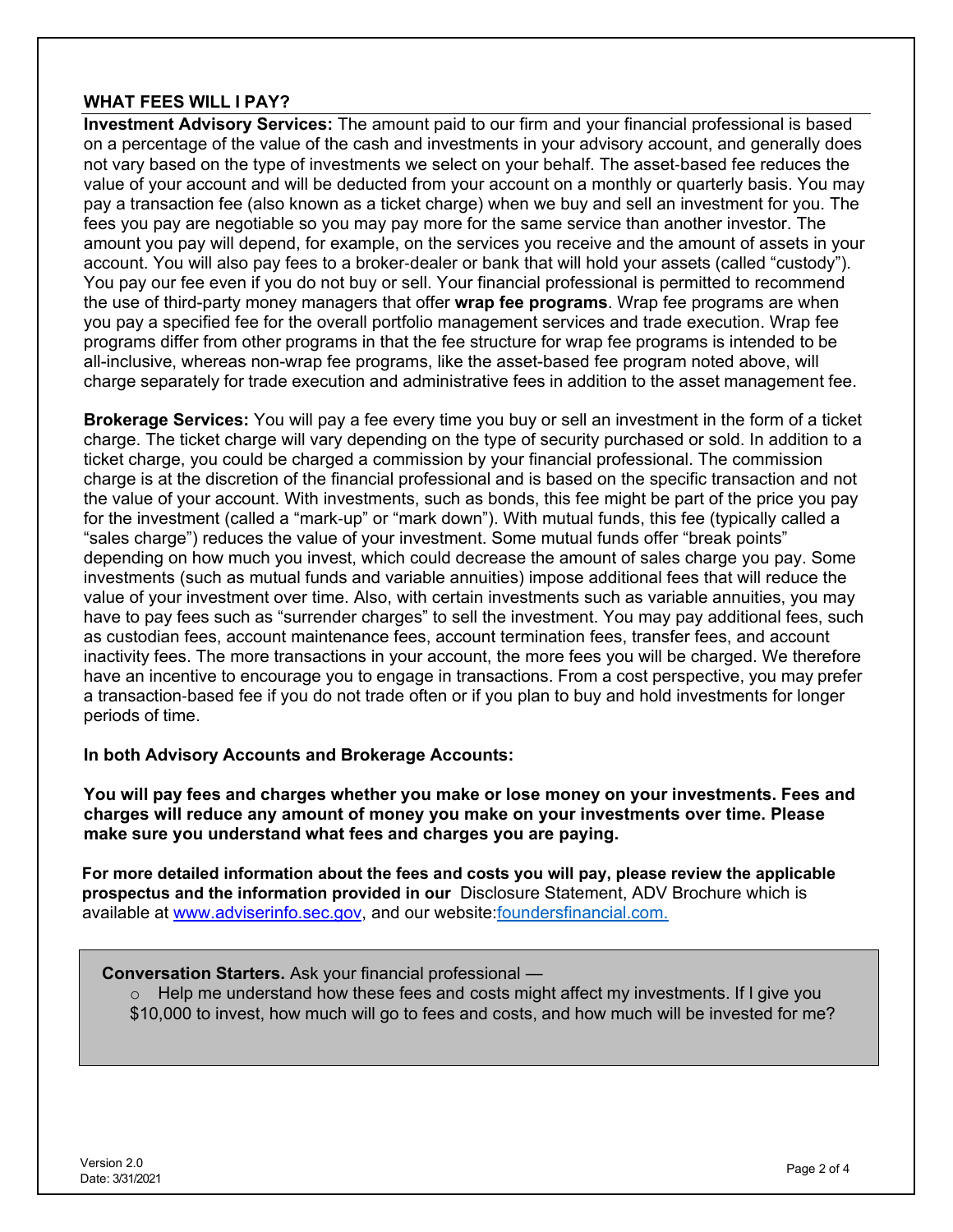## WHAT FEES WILL I PAY?

**Investment Advisory Services:** The amount paid to our firm and your financial professional is based on a percentage of the value of the cash and investments in your advisory account, and generally does not vary based on the type of investments we select on your behalf. The asset-based fee reduces the value of your account and will be deducted from your account on a monthly or quarterly basis. You may pay a transaction fee (also known as a ticket charge) when we buy and sell an investment for you. The fees you pay are negotiable so you may pay more for the same service than another investor. The amount you pay will depend, for example, on the services you receive and the amount of assets in your account. You will also pay fees to a broker-dealer or bank that will hold your assets (called "custody"). You pay our fee even if you do not buy or sell. Your financial professional is permitted to recommend the use of third-party money managers that offer **wrap fee programs**. Wrap fee programs are when you pay a specified fee for the overall portfolio management services and trade execution. Wrap fee programs differ from other programs in that the fee structure for wrap fee programs is intended to be all-inclusive, whereas non-wrap fee programs, like the asset-based fee program noted above, will charge separately for trade execution and administrative fees in addition to the asset management fee.

**Brokerage Services:** You will pay a fee every time you buy or sell an investment in the form of a ticket charge. The ticket charge will vary depending on the type of security purchased or sold. In addition to a ticket charge, you could be charged a commission by your financial professional. The commission charge is at the discretion of the financial professional and is based on the specific transaction and not the value of your account. With investments, such as bonds, this fee might be part of the price you pay for the investment (called a "mark-up" or "mark down"). With mutual funds, this fee (typically called a "sales charge") reduces the value of your investment. Some mutual funds offer "break points" depending on how much you invest, which could decrease the amount of sales charge you pay. Some investments (such as mutual funds and variable annuities) impose additional fees that will reduce the value of your investment over time. Also, with certain investments such as variable annuities, you may have to pay fees such as "surrender charges" to sell the investment. You may pay additional fees, such as custodian fees, account maintenance fees, account termination fees, transfer fees, and account inactivity fees. The more transactions in your account, the more fees you will be charged. We therefore have an incentive to encourage you to engage in transactions. From a cost perspective, you may prefer a transaction-based fee if you do not trade often or if you plan to buy and hold investments for longer periods of time.

**In both Advisory Accounts and Brokerage Accounts:**

**You will pay fees and charges whether you make or lose money on your investments. Fees and charges will reduce any amount of money you make on your investments over time. Please make sure you understand what fees and charges you are paying.**

**For more detailed information about the fees and costs you will pay, please review the applicable prospectus and the information provided in our** Disclosure Statement, ADV Brochure which is available at www.adviserinfo.sec.gov, and our website:foundersfinancial.com.

**Conversation Starters.** Ask your financial professional —

- Help me understand how these fees and costs might affect my investments. If I give you $10,000 to invest, how much will go to fees and costs, and how much will be invested for me?

Version 2.0
Date: 3/31/2021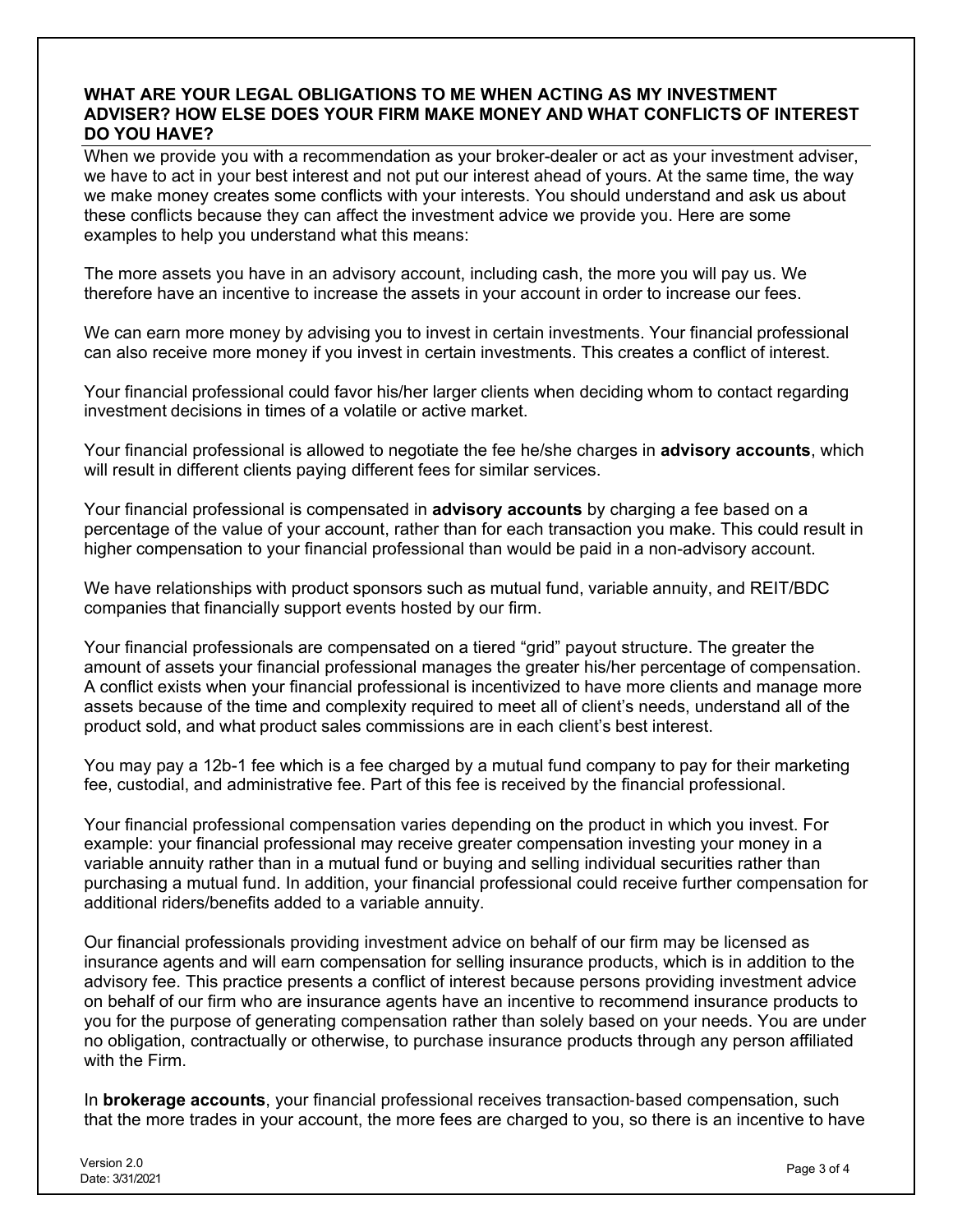## WHAT ARE YOUR LEGAL OBLIGATIONS TO ME WHEN ACTING AS MY INVESTMENT ADVISER? HOW ELSE DOES YOUR FIRM MAKE MONEY AND WHAT CONFLICTS OF INTEREST DO YOU HAVE?

When we provide you with a recommendation as your broker-dealer or act as your investment adviser, we have to act in your best interest and not put our interest ahead of yours. At the same time, the way we make money creates some conflicts with your interests. You should understand and ask us about these conflicts because they can affect the investment advice we provide you. Here are some examples to help you understand what this means:

The more assets you have in an advisory account, including cash, the more you will pay us. We therefore have an incentive to increase the assets in your account in order to increase our fees.

We can earn more money by advising you to invest in certain investments. Your financial professional can also receive more money if you invest in certain investments. This creates a conflict of interest.

Your financial professional could favor his/her larger clients when deciding whom to contact regarding investment decisions in times of a volatile or active market.

Your financial professional is allowed to negotiate the fee he/she charges in **advisory accounts**, which will result in different clients paying different fees for similar services.

Your financial professional is compensated in **advisory accounts** by charging a fee based on a percentage of the value of your account, rather than for each transaction you make. This could result in higher compensation to your financial professional than would be paid in a non-advisory account.

We have relationships with product sponsors such as mutual fund, variable annuity, and REIT/BDC companies that financially support events hosted by our firm.

Your financial professionals are compensated on a tiered "grid" payout structure. The greater the amount of assets your financial professional manages the greater his/her percentage of compensation. A conflict exists when your financial professional is incentivized to have more clients and manage more assets because of the time and complexity required to meet all of client's needs, understand all of the product sold, and what product sales commissions are in each client's best interest.

You may pay a 12b-1 fee which is a fee charged by a mutual fund company to pay for their marketing fee, custodial, and administrative fee. Part of this fee is received by the financial professional.

Your financial professional compensation varies depending on the product in which you invest. For example: your financial professional may receive greater compensation investing your money in a variable annuity rather than in a mutual fund or buying and selling individual securities rather than purchasing a mutual fund. In addition, your financial professional could receive further compensation for additional riders/benefits added to a variable annuity.

Our financial professionals providing investment advice on behalf of our firm may be licensed as insurance agents and will earn compensation for selling insurance products, which is in addition to the advisory fee. This practice presents a conflict of interest because persons providing investment advice on behalf of our firm who are insurance agents have an incentive to recommend insurance products to you for the purpose of generating compensation rather than solely based on your needs. You are under no obligation, contractually or otherwise, to purchase insurance products through any person affiliated with the Firm.

In **brokerage accounts**, your financial professional receives transaction-based compensation, such that the more trades in your account, the more fees are charged to you, so there is an incentive to have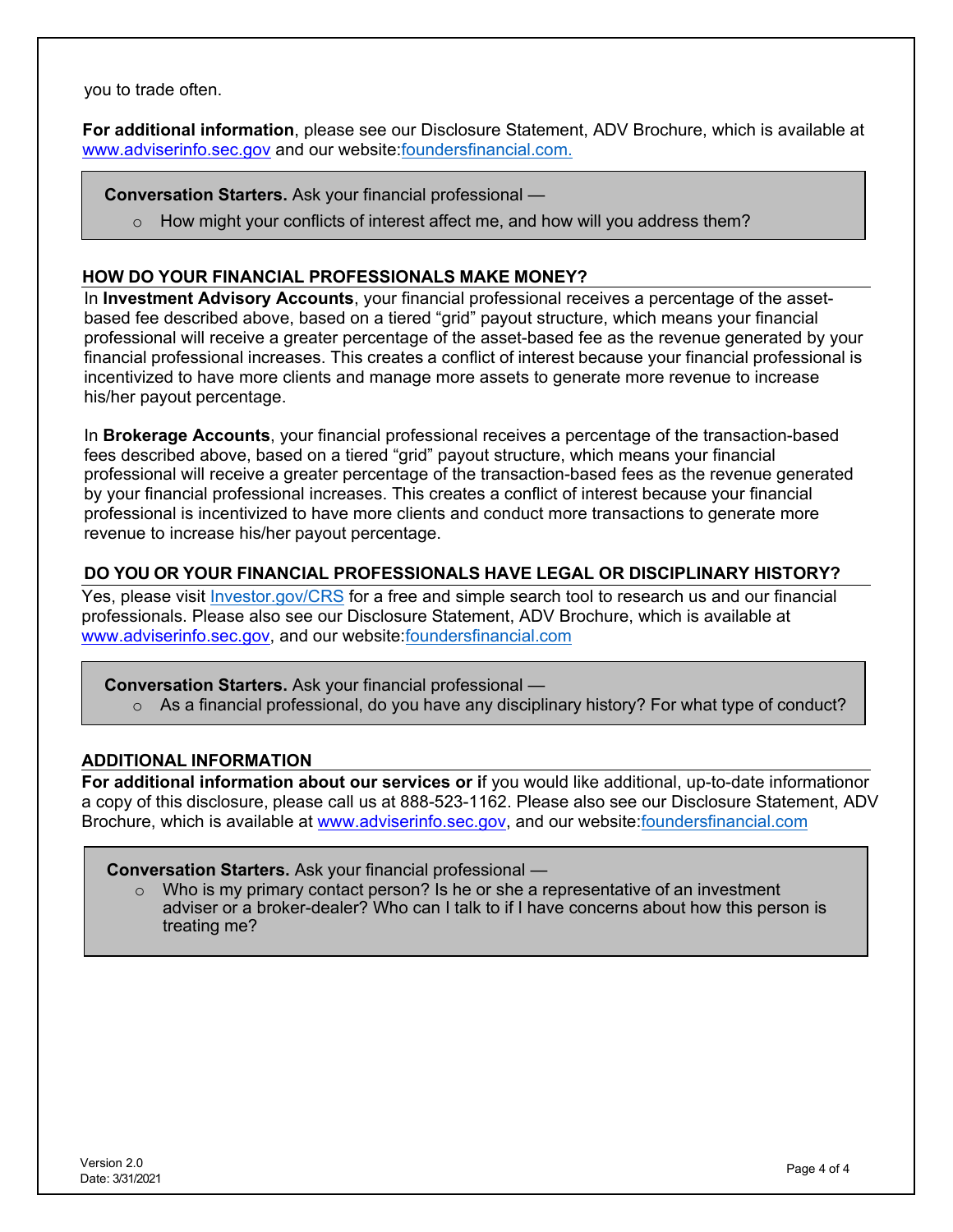you to trade often.

**For additional information**, please see our Disclosure Statement, ADV Brochure, which is available at www.adviserinfo.sec.gov and our website:foundersfinancial.com.

> **Conversation Starters.** Ask your financial professional —
> - How might your conflicts of interest affect me, and how will you address them?

## HOW DO YOUR FINANCIAL PROFESSIONALS MAKE MONEY?

In **Investment Advisory Accounts**, your financial professional receives a percentage of the asset-based fee described above, based on a tiered "grid" payout structure, which means your financial professional will receive a greater percentage of the asset-based fee as the revenue generated by your financial professional increases. This creates a conflict of interest because your financial professional is incentivized to have more clients and manage more assets to generate more revenue to increase his/her payout percentage.

In **Brokerage Accounts**, your financial professional receives a percentage of the transaction-based fees described above, based on a tiered "grid" payout structure, which means your financial professional will receive a greater percentage of the transaction-based fees as the revenue generated by your financial professional increases. This creates a conflict of interest because your financial professional is incentivized to have more clients and conduct more transactions to generate more revenue to increase his/her payout percentage.

## DO YOU OR YOUR FINANCIAL PROFESSIONALS HAVE LEGAL OR DISCIPLINARY HISTORY?

Yes, please visit Investor.gov/CRS for a free and simple search tool to research us and our financial professionals. Please also see our Disclosure Statement, ADV Brochure, which is available at www.adviserinfo.sec.gov, and our website:foundersfinancial.com

> **Conversation Starters.** Ask your financial professional —
> - As a financial professional, do you have any disciplinary history? For what type of conduct?

## ADDITIONAL INFORMATION

**For additional information about our services or i**f you would like additional, up-to-date informationor a copy of this disclosure, please call us at 888-523-1162. Please also see our Disclosure Statement, ADV Brochure, which is available at www.adviserinfo.sec.gov, and our website:foundersfinancial.com

> **Conversation Starters.** Ask your financial professional —
> - Who is my primary contact person? Is he or she a representative of an investment adviser or a broker-dealer? Who can I talk to if I have concerns about how this person is treating me?

Version 2.0
Date: 3/31/2021